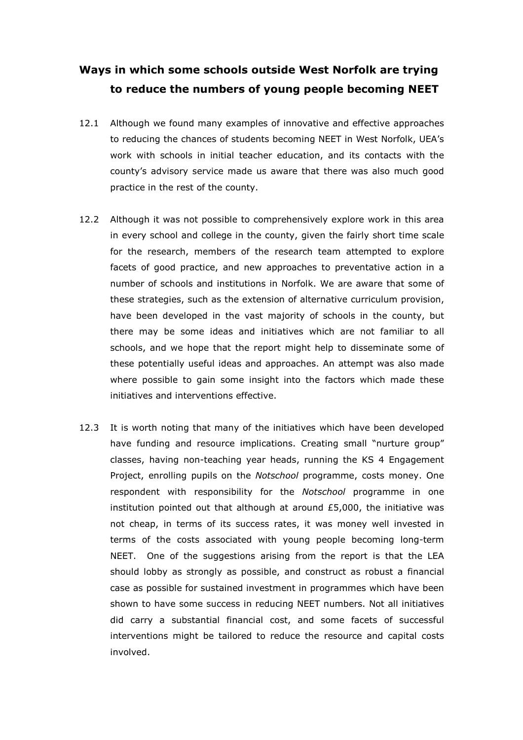# Ways in which some schools outside West Norfolk are trying to reduce the numbers of young people becoming NEET

12.1 Although we found many examples of innovative and effective approaches to reducing the chances of students becoming NEET in West Norfolk, UEA's work with schools in initial teacher education, and its contacts with the county's advisory service made us aware that there was also much good practice in the rest of the county.

12.2 Although it was not possible to comprehensively explore work in this area in every school and college in the county, given the fairly short time scale for the research, members of the research team attempted to explore facets of good practice, and new approaches to preventative action in a number of schools and institutions in Norfolk. We are aware that some of these strategies, such as the extension of alternative curriculum provision, have been developed in the vast majority of schools in the county, but there may be some ideas and initiatives which are not familiar to all schools, and we hope that the report might help to disseminate some of these potentially useful ideas and approaches. An attempt was also made where possible to gain some insight into the factors which made these initiatives and interventions effective.

12.3 It is worth noting that many of the initiatives which have been developed have funding and resource implications. Creating small "nurture group" classes, having non-teaching year heads, running the KS 4 Engagement Project, enrolling pupils on the *Notschool* programme, costs money. One respondent with responsibility for the *Notschool* programme in one institution pointed out that although at around £5,000, the initiative was not cheap, in terms of its success rates, it was money well invested in terms of the costs associated with young people becoming long-term NEET. One of the suggestions arising from the report is that the LEA should lobby as strongly as possible, and construct as robust a financial case as possible for sustained investment in programmes which have been shown to have some success in reducing NEET numbers. Not all initiatives did carry a substantial financial cost, and some facets of successful interventions might be tailored to reduce the resource and capital costs involved.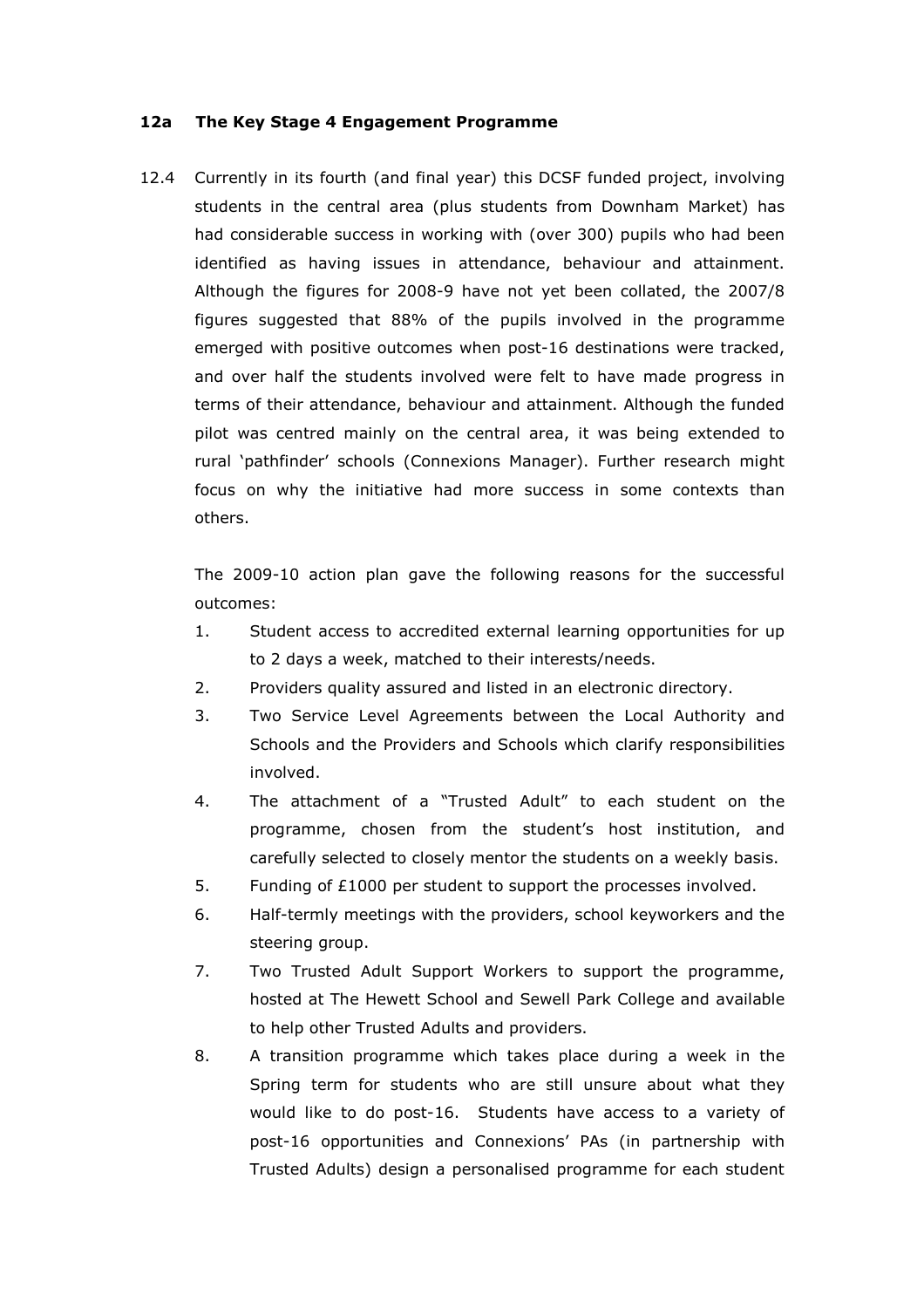### 12a The Key Stage 4 Engagement Programme

12.4 Currently in its fourth (and final year) this DCSF funded project, involving students in the central area (plus students from Downham Market) has had considerable success in working with (over 300) pupils who had been identified as having issues in attendance, behaviour and attainment. Although the figures for 2008-9 have not yet been collated, the 2007/8 figures suggested that 88% of the pupils involved in the programme emerged with positive outcomes when post-16 destinations were tracked, and over half the students involved were felt to have made progress in terms of their attendance, behaviour and attainment. Although the funded pilot was centred mainly on the central area, it was being extended to rural 'pathfinder' schools (Connexions Manager). Further research might focus on why the initiative had more success in some contexts than others.

The 2009-10 action plan gave the following reasons for the successful outcomes:

1. Student access to accredited external learning opportunities for up to 2 days a week, matched to their interests/needs.
2. Providers quality assured and listed in an electronic directory.
3. Two Service Level Agreements between the Local Authority and Schools and the Providers and Schools which clarify responsibilities involved.
4. The attachment of a "Trusted Adult" to each student on the programme, chosen from the student's host institution, and carefully selected to closely mentor the students on a weekly basis.
5. Funding of £1000 per student to support the processes involved.
6. Half-termly meetings with the providers, school keyworkers and the steering group.
7. Two Trusted Adult Support Workers to support the programme, hosted at The Hewett School and Sewell Park College and available to help other Trusted Adults and providers.
8. A transition programme which takes place during a week in the Spring term for students who are still unsure about what they would like to do post-16. Students have access to a variety of post-16 opportunities and Connexions' PAs (in partnership with Trusted Adults) design a personalised programme for each student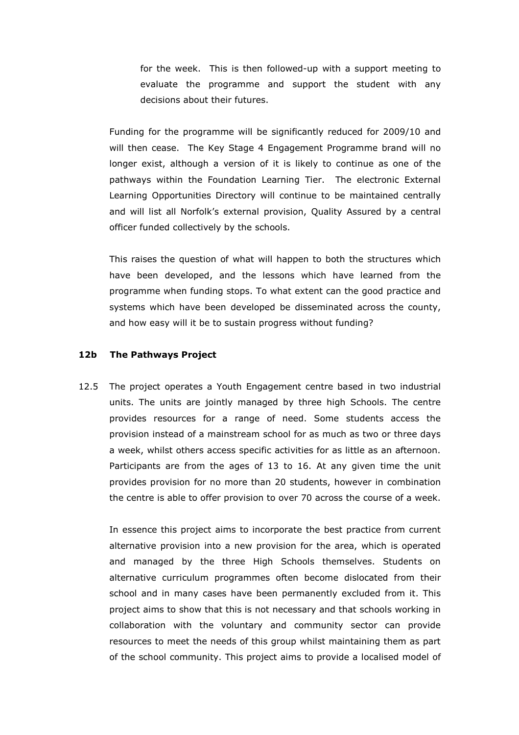for the week. This is then followed-up with a support meeting to evaluate the programme and support the student with any decisions about their futures.

Funding for the programme will be significantly reduced for 2009/10 and will then cease. The Key Stage 4 Engagement Programme brand will no longer exist, although a version of it is likely to continue as one of the pathways within the Foundation Learning Tier. The electronic External Learning Opportunities Directory will continue to be maintained centrally and will list all Norfolk's external provision, Quality Assured by a central officer funded collectively by the schools.

This raises the question of what will happen to both the structures which have been developed, and the lessons which have learned from the programme when funding stops. To what extent can the good practice and systems which have been developed be disseminated across the county, and how easy will it be to sustain progress without funding?

### 12b The Pathways Project

12.5 The project operates a Youth Engagement centre based in two industrial units. The units are jointly managed by three high Schools. The centre provides resources for a range of need. Some students access the provision instead of a mainstream school for as much as two or three days a week, whilst others access specific activities for as little as an afternoon. Participants are from the ages of 13 to 16. At any given time the unit provides provision for no more than 20 students, however in combination the centre is able to offer provision to over 70 across the course of a week.

In essence this project aims to incorporate the best practice from current alternative provision into a new provision for the area, which is operated and managed by the three High Schools themselves. Students on alternative curriculum programmes often become dislocated from their school and in many cases have been permanently excluded from it. This project aims to show that this is not necessary and that schools working in collaboration with the voluntary and community sector can provide resources to meet the needs of this group whilst maintaining them as part of the school community. This project aims to provide a localised model of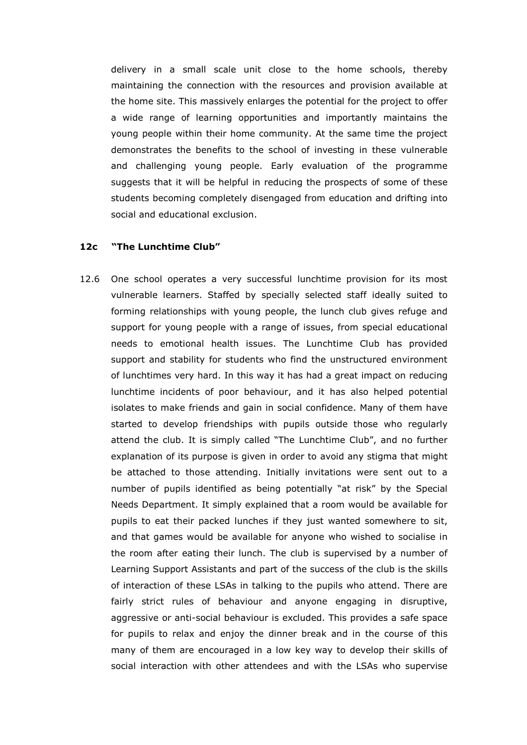delivery in a small scale unit close to the home schools, thereby maintaining the connection with the resources and provision available at the home site. This massively enlarges the potential for the project to offer a wide range of learning opportunities and importantly maintains the young people within their home community. At the same time the project demonstrates the benefits to the school of investing in these vulnerable and challenging young people. Early evaluation of the programme suggests that it will be helpful in reducing the prospects of some of these students becoming completely disengaged from education and drifting into social and educational exclusion.

### 12c "The Lunchtime Club"

12.6 One school operates a very successful lunchtime provision for its most vulnerable learners. Staffed by specially selected staff ideally suited to forming relationships with young people, the lunch club gives refuge and support for young people with a range of issues, from special educational needs to emotional health issues. The Lunchtime Club has provided support and stability for students who find the unstructured environment of lunchtimes very hard. In this way it has had a great impact on reducing lunchtime incidents of poor behaviour, and it has also helped potential isolates to make friends and gain in social confidence. Many of them have started to develop friendships with pupils outside those who regularly attend the club. It is simply called "The Lunchtime Club", and no further explanation of its purpose is given in order to avoid any stigma that might be attached to those attending. Initially invitations were sent out to a number of pupils identified as being potentially "at risk" by the Special Needs Department. It simply explained that a room would be available for pupils to eat their packed lunches if they just wanted somewhere to sit, and that games would be available for anyone who wished to socialise in the room after eating their lunch. The club is supervised by a number of Learning Support Assistants and part of the success of the club is the skills of interaction of these LSAs in talking to the pupils who attend. There are fairly strict rules of behaviour and anyone engaging in disruptive, aggressive or anti-social behaviour is excluded. This provides a safe space for pupils to relax and enjoy the dinner break and in the course of this many of them are encouraged in a low key way to develop their skills of social interaction with other attendees and with the LSAs who supervise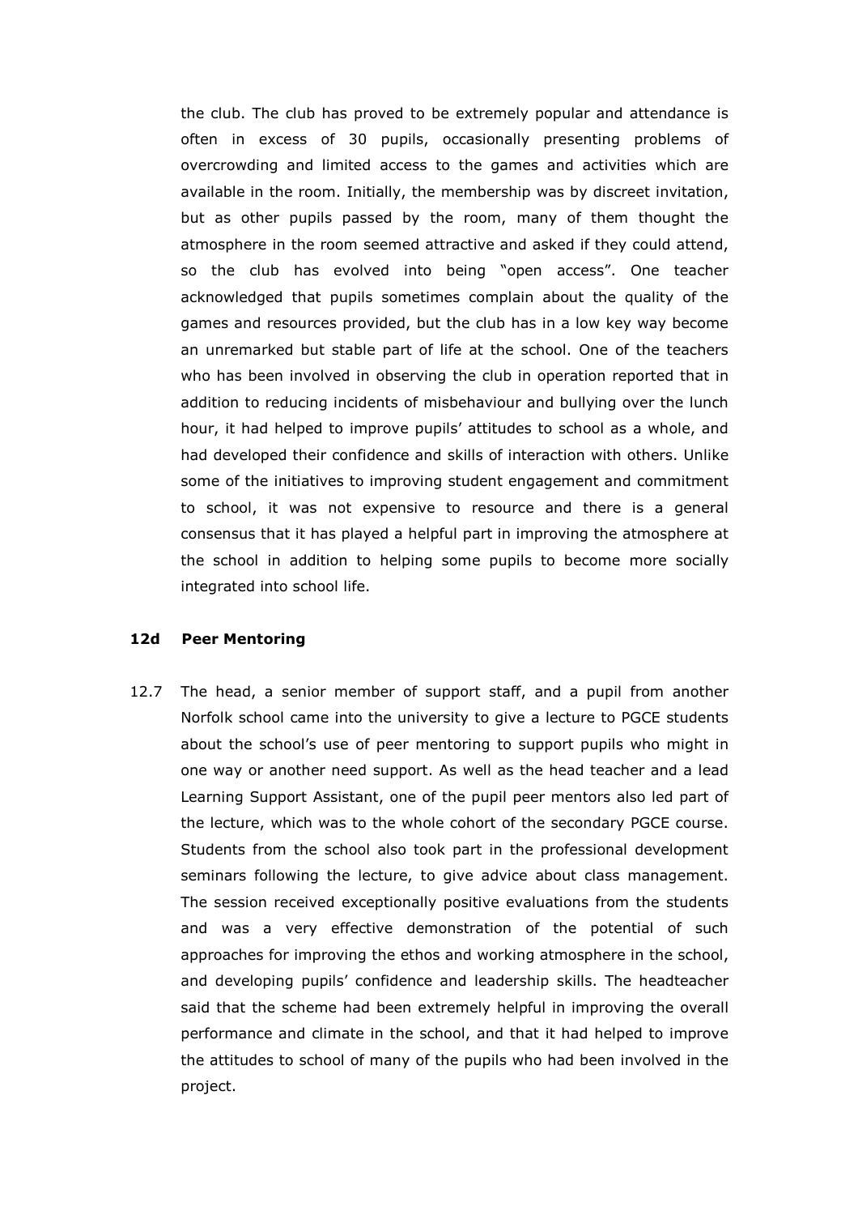the club. The club has proved to be extremely popular and attendance is often in excess of 30 pupils, occasionally presenting problems of overcrowding and limited access to the games and activities which are available in the room. Initially, the membership was by discreet invitation, but as other pupils passed by the room, many of them thought the atmosphere in the room seemed attractive and asked if they could attend, so the club has evolved into being "open access". One teacher acknowledged that pupils sometimes complain about the quality of the games and resources provided, but the club has in a low key way become an unremarked but stable part of life at the school. One of the teachers who has been involved in observing the club in operation reported that in addition to reducing incidents of misbehaviour and bullying over the lunch hour, it had helped to improve pupils' attitudes to school as a whole, and had developed their confidence and skills of interaction with others. Unlike some of the initiatives to improving student engagement and commitment to school, it was not expensive to resource and there is a general consensus that it has played a helpful part in improving the atmosphere at the school in addition to helping some pupils to become more socially integrated into school life.

### 12d Peer Mentoring

12.7 The head, a senior member of support staff, and a pupil from another Norfolk school came into the university to give a lecture to PGCE students about the school's use of peer mentoring to support pupils who might in one way or another need support. As well as the head teacher and a lead Learning Support Assistant, one of the pupil peer mentors also led part of the lecture, which was to the whole cohort of the secondary PGCE course. Students from the school also took part in the professional development seminars following the lecture, to give advice about class management. The session received exceptionally positive evaluations from the students and was a very effective demonstration of the potential of such approaches for improving the ethos and working atmosphere in the school, and developing pupils' confidence and leadership skills. The headteacher said that the scheme had been extremely helpful in improving the overall performance and climate in the school, and that it had helped to improve the attitudes to school of many of the pupils who had been involved in the project.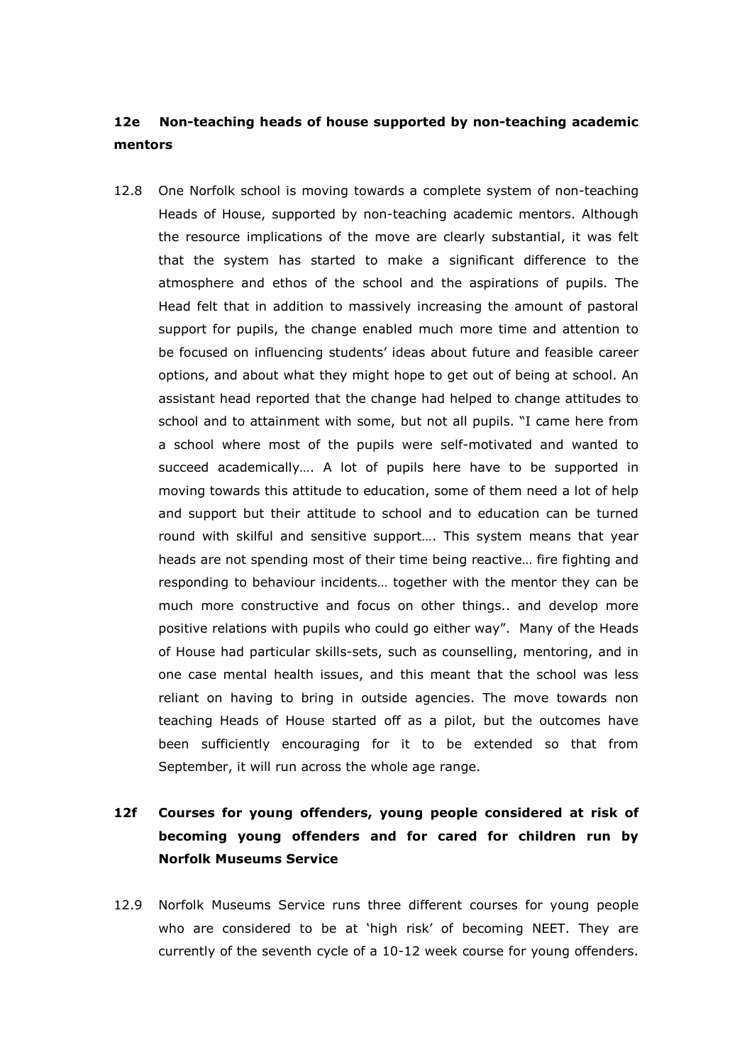### 12e Non-teaching heads of house supported by non-teaching academic mentors

12.8 One Norfolk school is moving towards a complete system of non-teaching Heads of House, supported by non-teaching academic mentors. Although the resource implications of the move are clearly substantial, it was felt that the system has started to make a significant difference to the atmosphere and ethos of the school and the aspirations of pupils. The Head felt that in addition to massively increasing the amount of pastoral support for pupils, the change enabled much more time and attention to be focused on influencing students' ideas about future and feasible career options, and about what they might hope to get out of being at school. An assistant head reported that the change had helped to change attitudes to school and to attainment with some, but not all pupils. "I came here from a school where most of the pupils were self-motivated and wanted to succeed academically…. A lot of pupils here have to be supported in moving towards this attitude to education, some of them need a lot of help and support but their attitude to school and to education can be turned round with skilful and sensitive support…. This system means that year heads are not spending most of their time being reactive… fire fighting and responding to behaviour incidents… together with the mentor they can be much more constructive and focus on other things.. and develop more positive relations with pupils who could go either way". Many of the Heads of House had particular skills-sets, such as counselling, mentoring, and in one case mental health issues, and this meant that the school was less reliant on having to bring in outside agencies. The move towards non teaching Heads of House started off as a pilot, but the outcomes have been sufficiently encouraging for it to be extended so that from September, it will run across the whole age range.

### 12f Courses for young offenders, young people considered at risk of becoming young offenders and for cared for children run by Norfolk Museums Service

12.9 Norfolk Museums Service runs three different courses for young people who are considered to be at 'high risk' of becoming NEET. They are currently of the seventh cycle of a 10-12 week course for young offenders.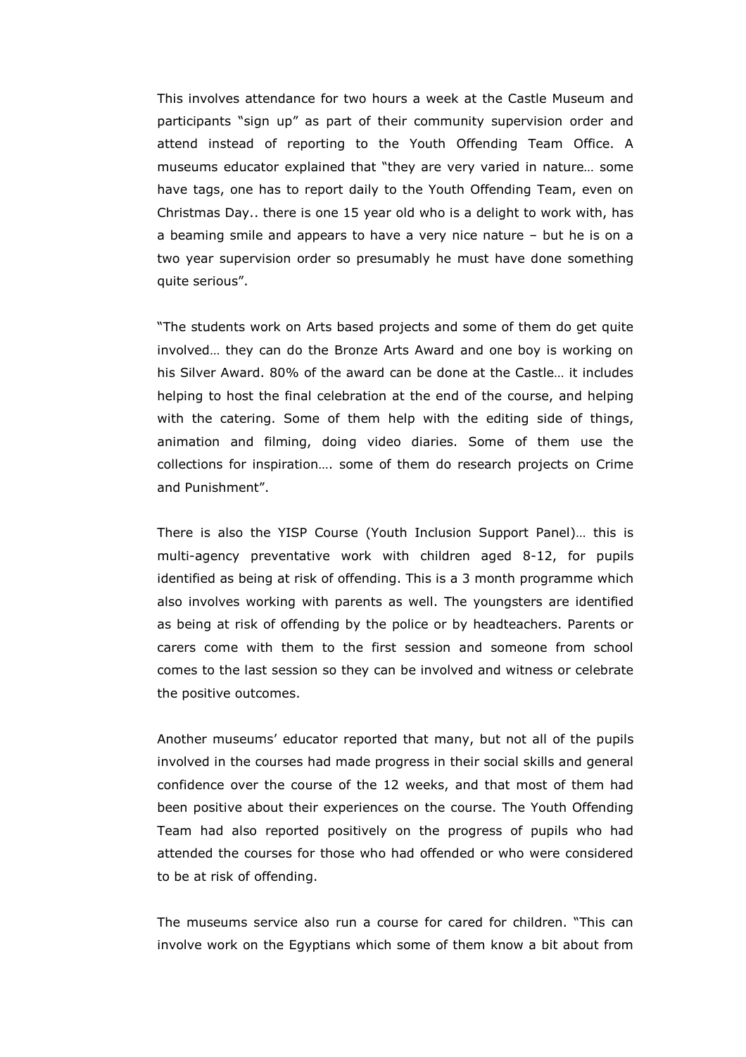This involves attendance for two hours a week at the Castle Museum and participants "sign up" as part of their community supervision order and attend instead of reporting to the Youth Offending Team Office. A museums educator explained that "they are very varied in nature… some have tags, one has to report daily to the Youth Offending Team, even on Christmas Day.. there is one 15 year old who is a delight to work with, has a beaming smile and appears to have a very nice nature – but he is on a two year supervision order so presumably he must have done something quite serious".

"The students work on Arts based projects and some of them do get quite involved… they can do the Bronze Arts Award and one boy is working on his Silver Award. 80% of the award can be done at the Castle… it includes helping to host the final celebration at the end of the course, and helping with the catering. Some of them help with the editing side of things, animation and filming, doing video diaries. Some of them use the collections for inspiration…. some of them do research projects on Crime and Punishment".

There is also the YISP Course (Youth Inclusion Support Panel)… this is multi-agency preventative work with children aged 8-12, for pupils identified as being at risk of offending. This is a 3 month programme which also involves working with parents as well. The youngsters are identified as being at risk of offending by the police or by headteachers. Parents or carers come with them to the first session and someone from school comes to the last session so they can be involved and witness or celebrate the positive outcomes.

Another museums' educator reported that many, but not all of the pupils involved in the courses had made progress in their social skills and general confidence over the course of the 12 weeks, and that most of them had been positive about their experiences on the course. The Youth Offending Team had also reported positively on the progress of pupils who had attended the courses for those who had offended or who were considered to be at risk of offending.

The museums service also run a course for cared for children. "This can involve work on the Egyptians which some of them know a bit about from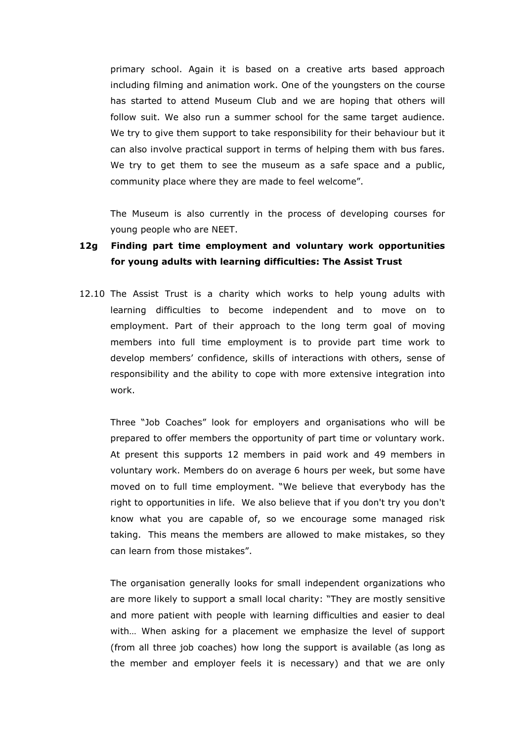primary school. Again it is based on a creative arts based approach including filming and animation work. One of the youngsters on the course has started to attend Museum Club and we are hoping that others will follow suit. We also run a summer school for the same target audience. We try to give them support to take responsibility for their behaviour but it can also involve practical support in terms of helping them with bus fares. We try to get them to see the museum as a safe space and a public, community place where they are made to feel welcome".

The Museum is also currently in the process of developing courses for young people who are NEET.

### 12g Finding part time employment and voluntary work opportunities for young adults with learning difficulties: The Assist Trust

12.10 The Assist Trust is a charity which works to help young adults with learning difficulties to become independent and to move on to employment. Part of their approach to the long term goal of moving members into full time employment is to provide part time work to develop members' confidence, skills of interactions with others, sense of responsibility and the ability to cope with more extensive integration into work.

Three "Job Coaches" look for employers and organisations who will be prepared to offer members the opportunity of part time or voluntary work. At present this supports 12 members in paid work and 49 members in voluntary work. Members do on average 6 hours per week, but some have moved on to full time employment. "We believe that everybody has the right to opportunities in life. We also believe that if you don't try you don't know what you are capable of, so we encourage some managed risk taking. This means the members are allowed to make mistakes, so they can learn from those mistakes".

The organisation generally looks for small independent organizations who are more likely to support a small local charity: "They are mostly sensitive and more patient with people with learning difficulties and easier to deal with… When asking for a placement we emphasize the level of support (from all three job coaches) how long the support is available (as long as the member and employer feels it is necessary) and that we are only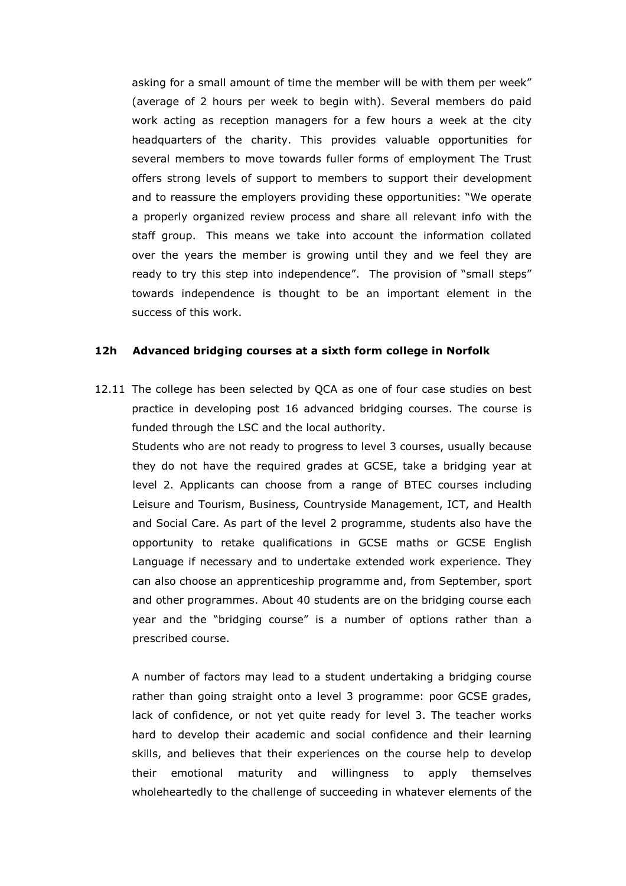asking for a small amount of time the member will be with them per week" (average of 2 hours per week to begin with). Several members do paid work acting as reception managers for a few hours a week at the city headquarters of the charity. This provides valuable opportunities for several members to move towards fuller forms of employment The Trust offers strong levels of support to members to support their development and to reassure the employers providing these opportunities: "We operate a properly organized review process and share all relevant info with the staff group. This means we take into account the information collated over the years the member is growing until they and we feel they are ready to try this step into independence". The provision of "small steps" towards independence is thought to be an important element in the success of this work.

**12h Advanced bridging courses at a sixth form college in Norfolk**

12.11 The college has been selected by QCA as one of four case studies on best practice in developing post 16 advanced bridging courses. The course is funded through the LSC and the local authority.

Students who are not ready to progress to level 3 courses, usually because they do not have the required grades at GCSE, take a bridging year at level 2. Applicants can choose from a range of BTEC courses including Leisure and Tourism, Business, Countryside Management, ICT, and Health and Social Care. As part of the level 2 programme, students also have the opportunity to retake qualifications in GCSE maths or GCSE English Language if necessary and to undertake extended work experience. They can also choose an apprenticeship programme and, from September, sport and other programmes. About 40 students are on the bridging course each year and the "bridging course" is a number of options rather than a prescribed course.

A number of factors may lead to a student undertaking a bridging course rather than going straight onto a level 3 programme: poor GCSE grades, lack of confidence, or not yet quite ready for level 3. The teacher works hard to develop their academic and social confidence and their learning skills, and believes that their experiences on the course help to develop their emotional maturity and willingness to apply themselves wholeheartedly to the challenge of succeeding in whatever elements of the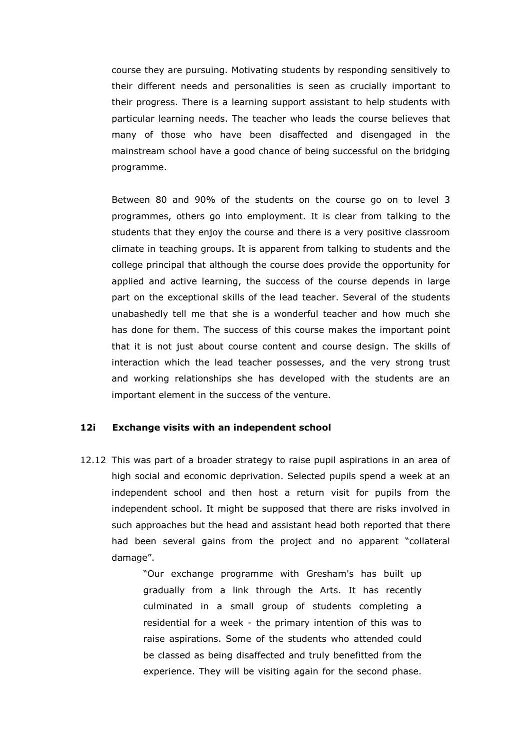course they are pursuing. Motivating students by responding sensitively to their different needs and personalities is seen as crucially important to their progress. There is a learning support assistant to help students with particular learning needs. The teacher who leads the course believes that many of those who have been disaffected and disengaged in the mainstream school have a good chance of being successful on the bridging programme.

Between 80 and 90% of the students on the course go on to level 3 programmes, others go into employment. It is clear from talking to the students that they enjoy the course and there is a very positive classroom climate in teaching groups. It is apparent from talking to students and the college principal that although the course does provide the opportunity for applied and active learning, the success of the course depends in large part on the exceptional skills of the lead teacher. Several of the students unabashedly tell me that she is a wonderful teacher and how much she has done for them. The success of this course makes the important point that it is not just about course content and course design. The skills of interaction which the lead teacher possesses, and the very strong trust and working relationships she has developed with the students are an important element in the success of the venture.

### 12i Exchange visits with an independent school

12.12 This was part of a broader strategy to raise pupil aspirations in an area of high social and economic deprivation. Selected pupils spend a week at an independent school and then host a return visit for pupils from the independent school. It might be supposed that there are risks involved in such approaches but the head and assistant head both reported that there had been several gains from the project and no apparent "collateral damage".

> "Our exchange programme with Gresham's has built up gradually from a link through the Arts. It has recently culminated in a small group of students completing a residential for a week - the primary intention of this was to raise aspirations. Some of the students who attended could be classed as being disaffected and truly benefitted from the experience. They will be visiting again for the second phase.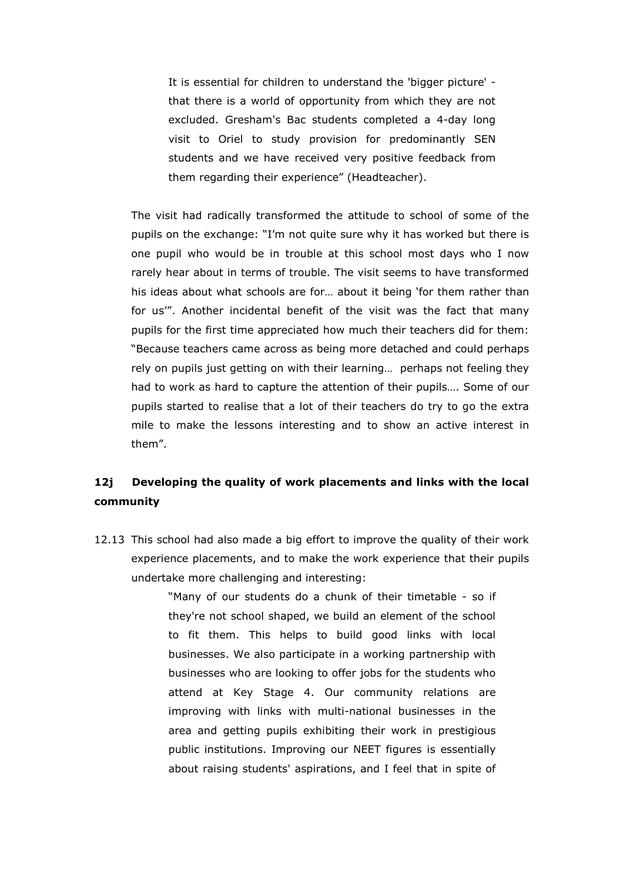> It is essential for children to understand the 'bigger picture' - that there is a world of opportunity from which they are not excluded. Gresham's Bac students completed a 4-day long visit to Oriel to study provision for predominantly SEN students and we have received very positive feedback from them regarding their experience" (Headteacher).

The visit had radically transformed the attitude to school of some of the pupils on the exchange: "I'm not quite sure why it has worked but there is one pupil who would be in trouble at this school most days who I now rarely hear about in terms of trouble. The visit seems to have transformed his ideas about what schools are for… about it being 'for them rather than for us'". Another incidental benefit of the visit was the fact that many pupils for the first time appreciated how much their teachers did for them: "Because teachers came across as being more detached and could perhaps rely on pupils just getting on with their learning… perhaps not feeling they had to work as hard to capture the attention of their pupils…. Some of our pupils started to realise that a lot of their teachers do try to go the extra mile to make the lessons interesting and to show an active interest in them".

### 12j Developing the quality of work placements and links with the local community

12.13 This school had also made a big effort to improve the quality of their work experience placements, and to make the work experience that their pupils undertake more challenging and interesting:

> "Many of our students do a chunk of their timetable - so if they're not school shaped, we build an element of the school to fit them. This helps to build good links with local businesses. We also participate in a working partnership with businesses who are looking to offer jobs for the students who attend at Key Stage 4. Our community relations are improving with links with multi-national businesses in the area and getting pupils exhibiting their work in prestigious public institutions. Improving our NEET figures is essentially about raising students' aspirations, and I feel that in spite of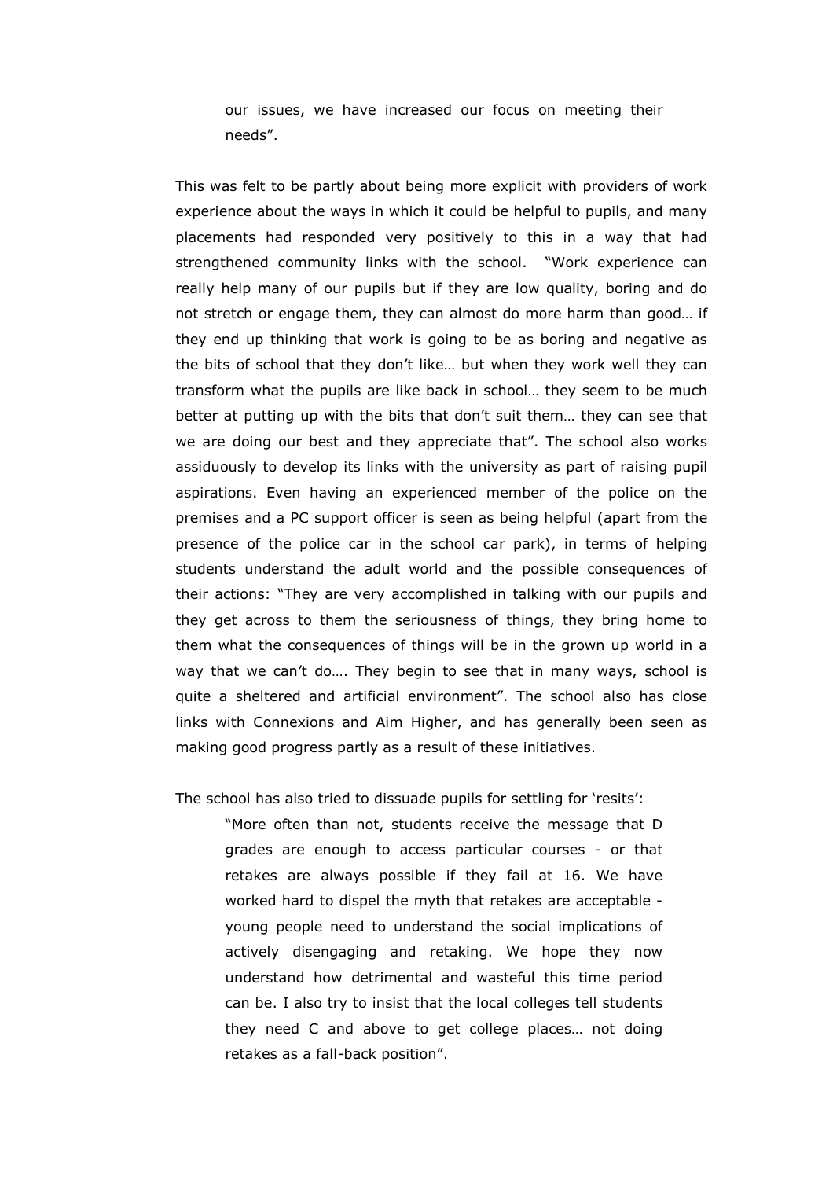> our issues, we have increased our focus on meeting their needs".

This was felt to be partly about being more explicit with providers of work experience about the ways in which it could be helpful to pupils, and many placements had responded very positively to this in a way that had strengthened community links with the school. "Work experience can really help many of our pupils but if they are low quality, boring and do not stretch or engage them, they can almost do more harm than good… if they end up thinking that work is going to be as boring and negative as the bits of school that they don't like… but when they work well they can transform what the pupils are like back in school… they seem to be much better at putting up with the bits that don't suit them… they can see that we are doing our best and they appreciate that". The school also works assiduously to develop its links with the university as part of raising pupil aspirations. Even having an experienced member of the police on the premises and a PC support officer is seen as being helpful (apart from the presence of the police car in the school car park), in terms of helping students understand the adult world and the possible consequences of their actions: "They are very accomplished in talking with our pupils and they get across to them the seriousness of things, they bring home to them what the consequences of things will be in the grown up world in a way that we can't do…. They begin to see that in many ways, school is quite a sheltered and artificial environment". The school also has close links with Connexions and Aim Higher, and has generally been seen as making good progress partly as a result of these initiatives.

The school has also tried to dissuade pupils for settling for 'resits':

> "More often than not, students receive the message that D grades are enough to access particular courses - or that retakes are always possible if they fail at 16. We have worked hard to dispel the myth that retakes are acceptable - young people need to understand the social implications of actively disengaging and retaking. We hope they now understand how detrimental and wasteful this time period can be. I also try to insist that the local colleges tell students they need C and above to get college places… not doing retakes as a fall-back position".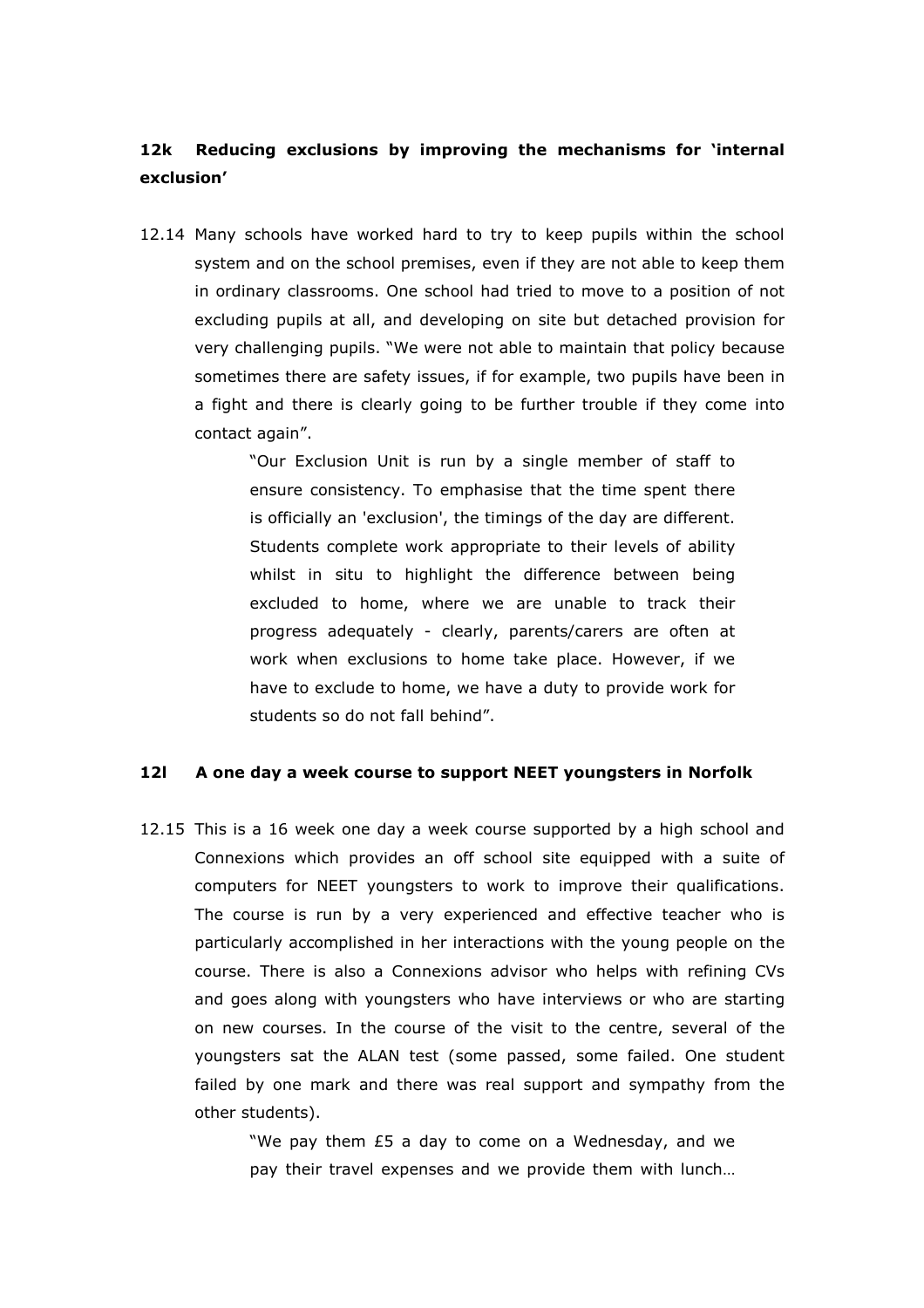### 12k Reducing exclusions by improving the mechanisms for 'internal exclusion'

12.14 Many schools have worked hard to try to keep pupils within the school system and on the school premises, even if they are not able to keep them in ordinary classrooms. One school had tried to move to a position of not excluding pupils at all, and developing on site but detached provision for very challenging pupils. "We were not able to maintain that policy because sometimes there are safety issues, if for example, two pupils have been in a fight and there is clearly going to be further trouble if they come into contact again".

> "Our Exclusion Unit is run by a single member of staff to ensure consistency. To emphasise that the time spent there is officially an 'exclusion', the timings of the day are different. Students complete work appropriate to their levels of ability whilst in situ to highlight the difference between being excluded to home, where we are unable to track their progress adequately - clearly, parents/carers are often at work when exclusions to home take place. However, if we have to exclude to home, we have a duty to provide work for students so do not fall behind".

### 12l A one day a week course to support NEET youngsters in Norfolk

12.15 This is a 16 week one day a week course supported by a high school and Connexions which provides an off school site equipped with a suite of computers for NEET youngsters to work to improve their qualifications. The course is run by a very experienced and effective teacher who is particularly accomplished in her interactions with the young people on the course. There is also a Connexions advisor who helps with refining CVs and goes along with youngsters who have interviews or who are starting on new courses. In the course of the visit to the centre, several of the youngsters sat the ALAN test (some passed, some failed. One student failed by one mark and there was real support and sympathy from the other students).

> "We pay them £5 a day to come on a Wednesday, and we pay their travel expenses and we provide them with lunch…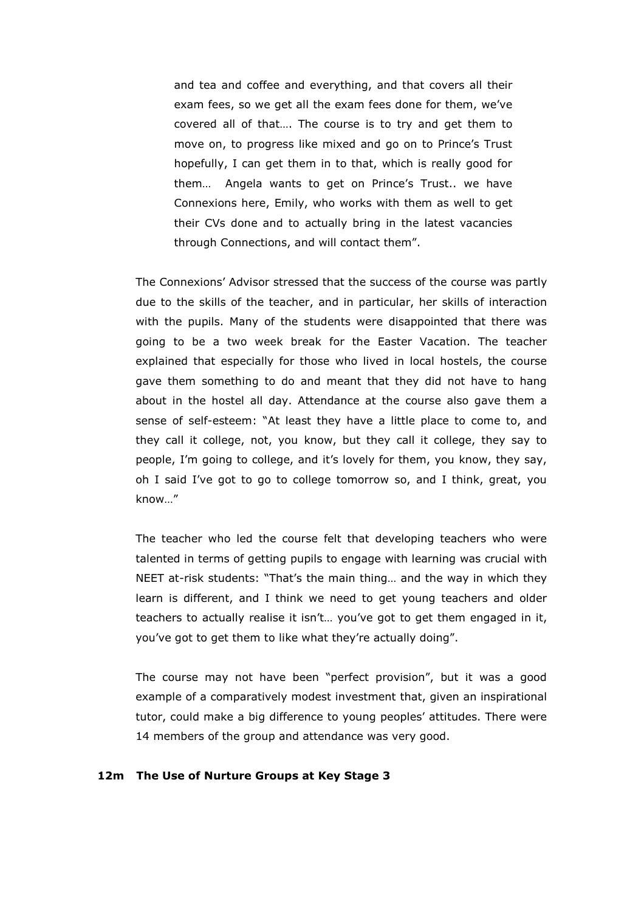> and tea and coffee and everything, and that covers all their exam fees, so we get all the exam fees done for them, we've covered all of that…. The course is to try and get them to move on, to progress like mixed and go on to Prince's Trust hopefully, I can get them in to that, which is really good for them… Angela wants to get on Prince's Trust.. we have Connexions here, Emily, who works with them as well to get their CVs done and to actually bring in the latest vacancies through Connections, and will contact them".

The Connexions' Advisor stressed that the success of the course was partly due to the skills of the teacher, and in particular, her skills of interaction with the pupils. Many of the students were disappointed that there was going to be a two week break for the Easter Vacation. The teacher explained that especially for those who lived in local hostels, the course gave them something to do and meant that they did not have to hang about in the hostel all day. Attendance at the course also gave them a sense of self-esteem: "At least they have a little place to come to, and they call it college, not, you know, but they call it college, they say to people, I'm going to college, and it's lovely for them, you know, they say, oh I said I've got to go to college tomorrow so, and I think, great, you know…"

The teacher who led the course felt that developing teachers who were talented in terms of getting pupils to engage with learning was crucial with NEET at-risk students: "That's the main thing… and the way in which they learn is different, and I think we need to get young teachers and older teachers to actually realise it isn't… you've got to get them engaged in it, you've got to get them to like what they're actually doing".

The course may not have been "perfect provision", but it was a good example of a comparatively modest investment that, given an inspirational tutor, could make a big difference to young peoples' attitudes. There were 14 members of the group and attendance was very good.

### 12m The Use of Nurture Groups at Key Stage 3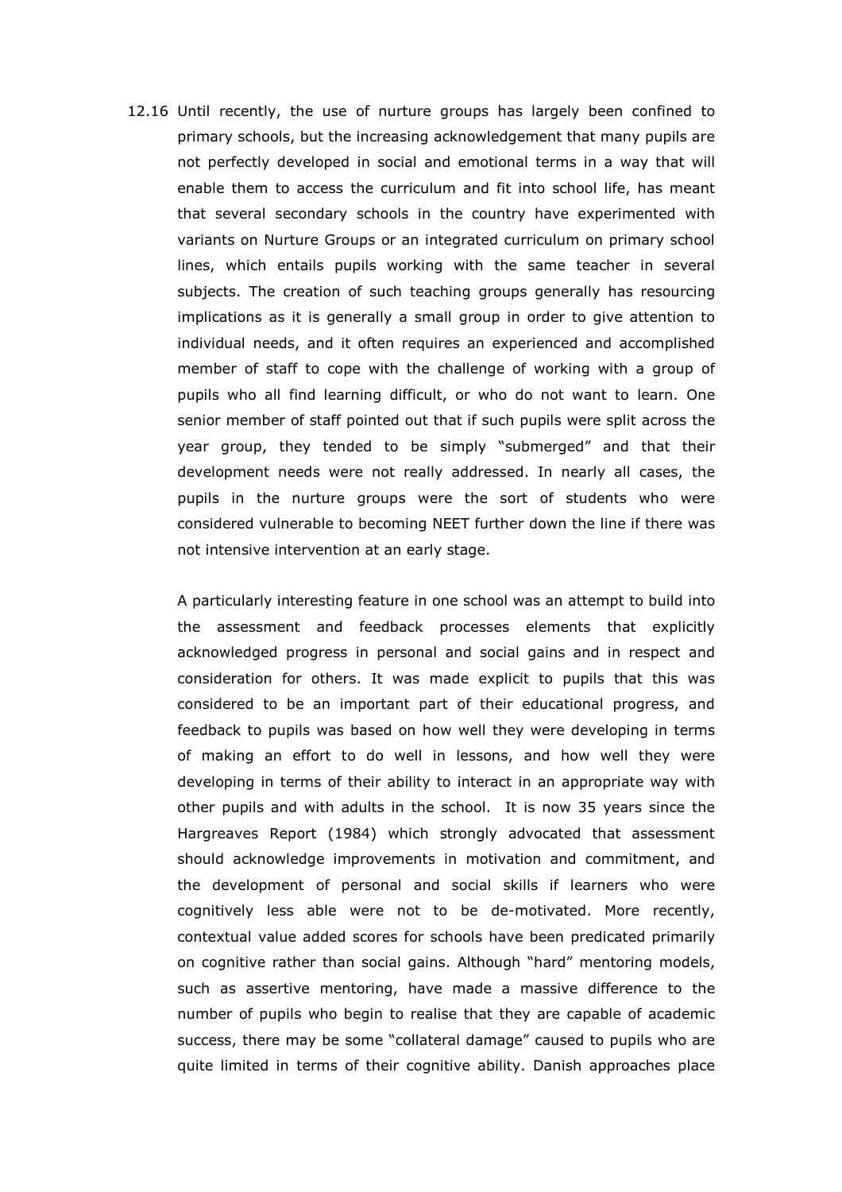12.16 Until recently, the use of nurture groups has largely been confined to primary schools, but the increasing acknowledgement that many pupils are not perfectly developed in social and emotional terms in a way that will enable them to access the curriculum and fit into school life, has meant that several secondary schools in the country have experimented with variants on Nurture Groups or an integrated curriculum on primary school lines, which entails pupils working with the same teacher in several subjects. The creation of such teaching groups generally has resourcing implications as it is generally a small group in order to give attention to individual needs, and it often requires an experienced and accomplished member of staff to cope with the challenge of working with a group of pupils who all find learning difficult, or who do not want to learn. One senior member of staff pointed out that if such pupils were split across the year group, they tended to be simply "submerged" and that their development needs were not really addressed. In nearly all cases, the pupils in the nurture groups were the sort of students who were considered vulnerable to becoming NEET further down the line if there was not intensive intervention at an early stage.

A particularly interesting feature in one school was an attempt to build into the assessment and feedback processes elements that explicitly acknowledged progress in personal and social gains and in respect and consideration for others. It was made explicit to pupils that this was considered to be an important part of their educational progress, and feedback to pupils was based on how well they were developing in terms of making an effort to do well in lessons, and how well they were developing in terms of their ability to interact in an appropriate way with other pupils and with adults in the school. It is now 35 years since the Hargreaves Report (1984) which strongly advocated that assessment should acknowledge improvements in motivation and commitment, and the development of personal and social skills if learners who were cognitively less able were not to be de-motivated. More recently, contextual value added scores for schools have been predicated primarily on cognitive rather than social gains. Although "hard" mentoring models, such as assertive mentoring, have made a massive difference to the number of pupils who begin to realise that they are capable of academic success, there may be some "collateral damage" caused to pupils who are quite limited in terms of their cognitive ability. Danish approaches place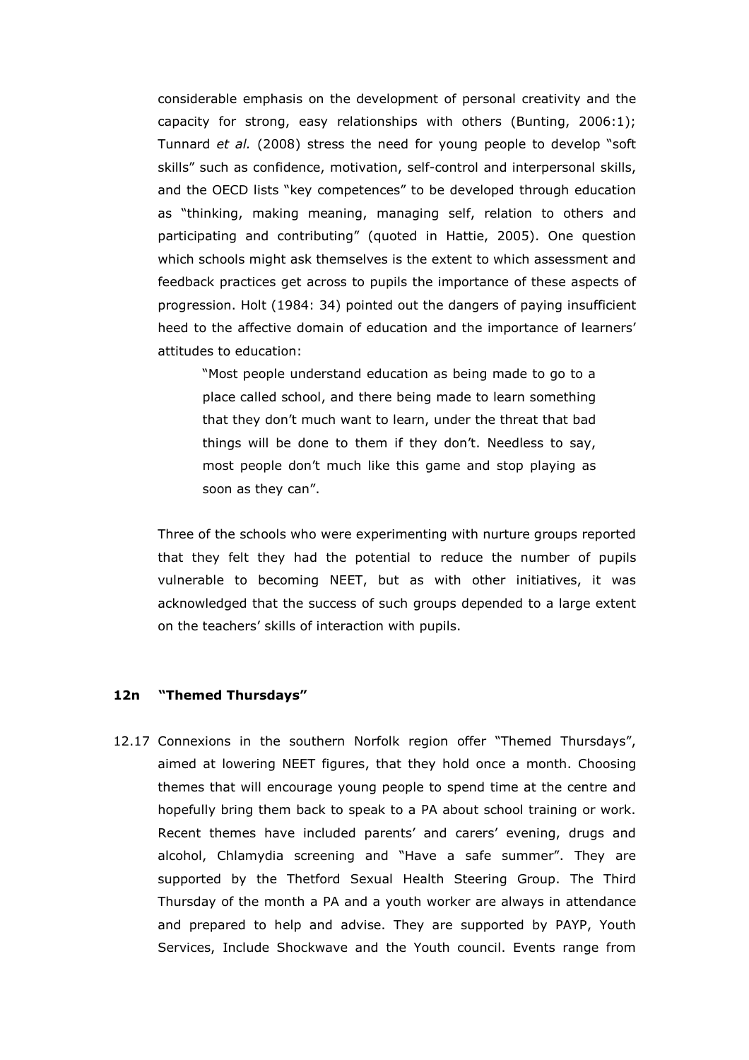considerable emphasis on the development of personal creativity and the capacity for strong, easy relationships with others (Bunting, 2006:1); Tunnard *et al.* (2008) stress the need for young people to develop "soft skills" such as confidence, motivation, self-control and interpersonal skills, and the OECD lists "key competences" to be developed through education as "thinking, making meaning, managing self, relation to others and participating and contributing" (quoted in Hattie, 2005). One question which schools might ask themselves is the extent to which assessment and feedback practices get across to pupils the importance of these aspects of progression. Holt (1984: 34) pointed out the dangers of paying insufficient heed to the affective domain of education and the importance of learners' attitudes to education:

> "Most people understand education as being made to go to a place called school, and there being made to learn something that they don't much want to learn, under the threat that bad things will be done to them if they don't. Needless to say, most people don't much like this game and stop playing as soon as they can".

Three of the schools who were experimenting with nurture groups reported that they felt they had the potential to reduce the number of pupils vulnerable to becoming NEET, but as with other initiatives, it was acknowledged that the success of such groups depended to a large extent on the teachers' skills of interaction with pupils.

### 12n "Themed Thursdays"

12.17 Connexions in the southern Norfolk region offer "Themed Thursdays", aimed at lowering NEET figures, that they hold once a month. Choosing themes that will encourage young people to spend time at the centre and hopefully bring them back to speak to a PA about school training or work. Recent themes have included parents' and carers' evening, drugs and alcohol, Chlamydia screening and "Have a safe summer". They are supported by the Thetford Sexual Health Steering Group. The Third Thursday of the month a PA and a youth worker are always in attendance and prepared to help and advise. They are supported by PAYP, Youth Services, Include Shockwave and the Youth council. Events range from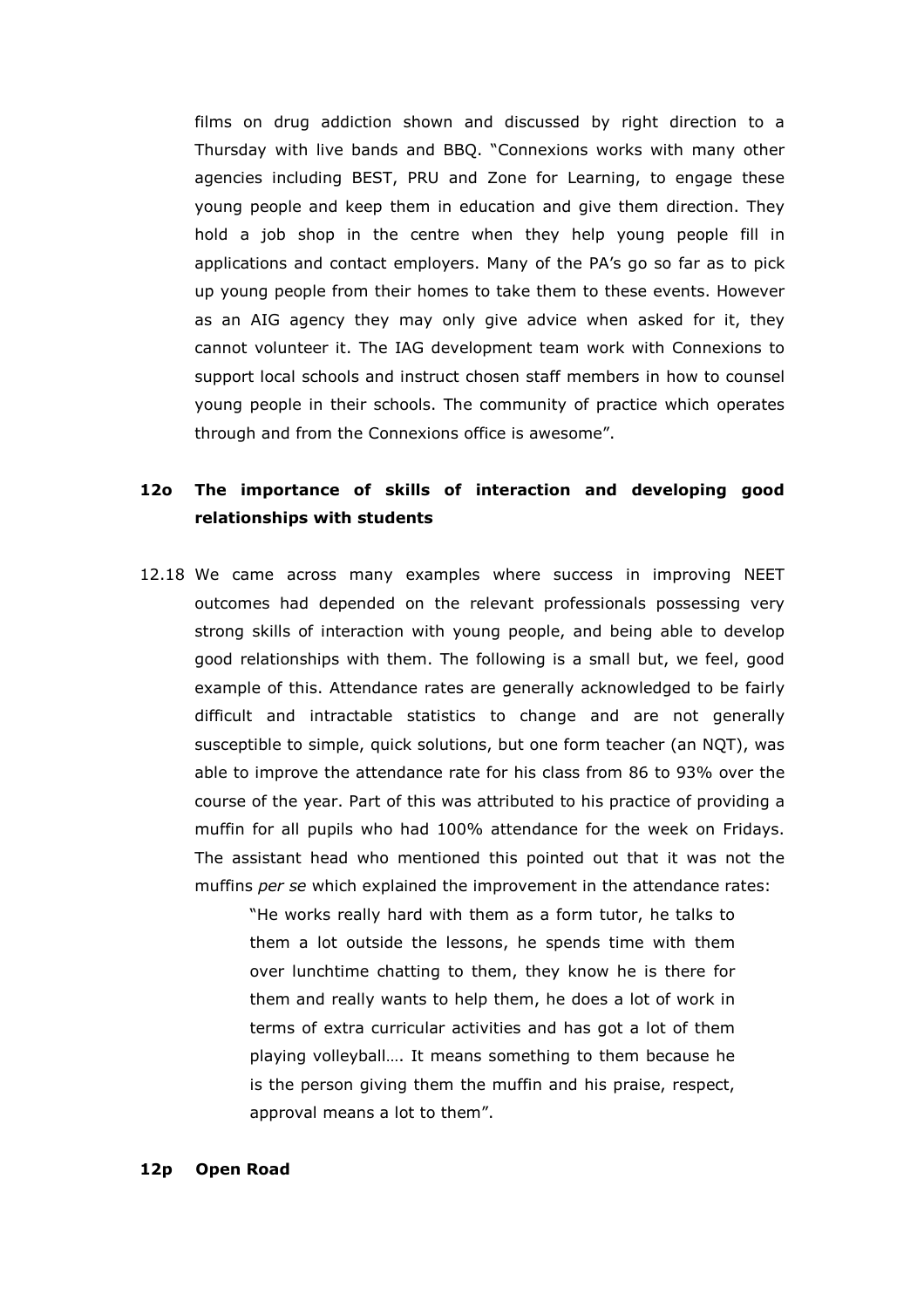films on drug addiction shown and discussed by right direction to a Thursday with live bands and BBQ. "Connexions works with many other agencies including BEST, PRU and Zone for Learning, to engage these young people and keep them in education and give them direction. They hold a job shop in the centre when they help young people fill in applications and contact employers. Many of the PA's go so far as to pick up young people from their homes to take them to these events. However as an AIG agency they may only give advice when asked for it, they cannot volunteer it. The IAG development team work with Connexions to support local schools and instruct chosen staff members in how to counsel young people in their schools. The community of practice which operates through and from the Connexions office is awesome".

### 12o The importance of skills of interaction and developing good relationships with students

12.18 We came across many examples where success in improving NEET outcomes had depended on the relevant professionals possessing very strong skills of interaction with young people, and being able to develop good relationships with them. The following is a small but, we feel, good example of this. Attendance rates are generally acknowledged to be fairly difficult and intractable statistics to change and are not generally susceptible to simple, quick solutions, but one form teacher (an NQT), was able to improve the attendance rate for his class from 86 to 93% over the course of the year. Part of this was attributed to his practice of providing a muffin for all pupils who had 100% attendance for the week on Fridays. The assistant head who mentioned this pointed out that it was not the muffins *per se* which explained the improvement in the attendance rates:

> "He works really hard with them as a form tutor, he talks to them a lot outside the lessons, he spends time with them over lunchtime chatting to them, they know he is there for them and really wants to help them, he does a lot of work in terms of extra curricular activities and has got a lot of them playing volleyball…. It means something to them because he is the person giving them the muffin and his praise, respect, approval means a lot to them".

### 12p Open Road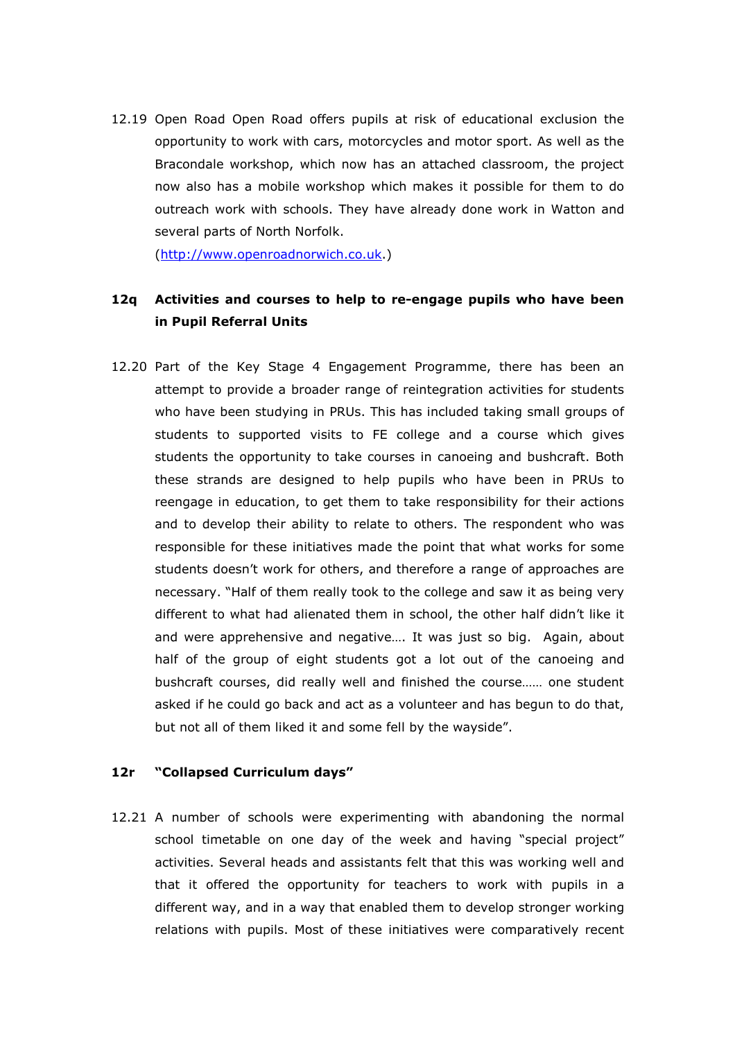12.19 Open Road Open Road offers pupils at risk of educational exclusion the opportunity to work with cars, motorcycles and motor sport. As well as the Bracondale workshop, which now has an attached classroom, the project now also has a mobile workshop which makes it possible for them to do outreach work with schools. They have already done work in Watton and several parts of North Norfolk. (http://www.openroadnorwich.co.uk.)

### 12q Activities and courses to help to re-engage pupils who have been in Pupil Referral Units

12.20 Part of the Key Stage 4 Engagement Programme, there has been an attempt to provide a broader range of reintegration activities for students who have been studying in PRUs. This has included taking small groups of students to supported visits to FE college and a course which gives students the opportunity to take courses in canoeing and bushcraft. Both these strands are designed to help pupils who have been in PRUs to reengage in education, to get them to take responsibility for their actions and to develop their ability to relate to others. The respondent who was responsible for these initiatives made the point that what works for some students doesn't work for others, and therefore a range of approaches are necessary. "Half of them really took to the college and saw it as being very different to what had alienated them in school, the other half didn't like it and were apprehensive and negative…. It was just so big. Again, about half of the group of eight students got a lot out of the canoeing and bushcraft courses, did really well and finished the course…… one student asked if he could go back and act as a volunteer and has begun to do that, but not all of them liked it and some fell by the wayside".

### 12r "Collapsed Curriculum days"

12.21 A number of schools were experimenting with abandoning the normal school timetable on one day of the week and having "special project" activities. Several heads and assistants felt that this was working well and that it offered the opportunity for teachers to work with pupils in a different way, and in a way that enabled them to develop stronger working relations with pupils. Most of these initiatives were comparatively recent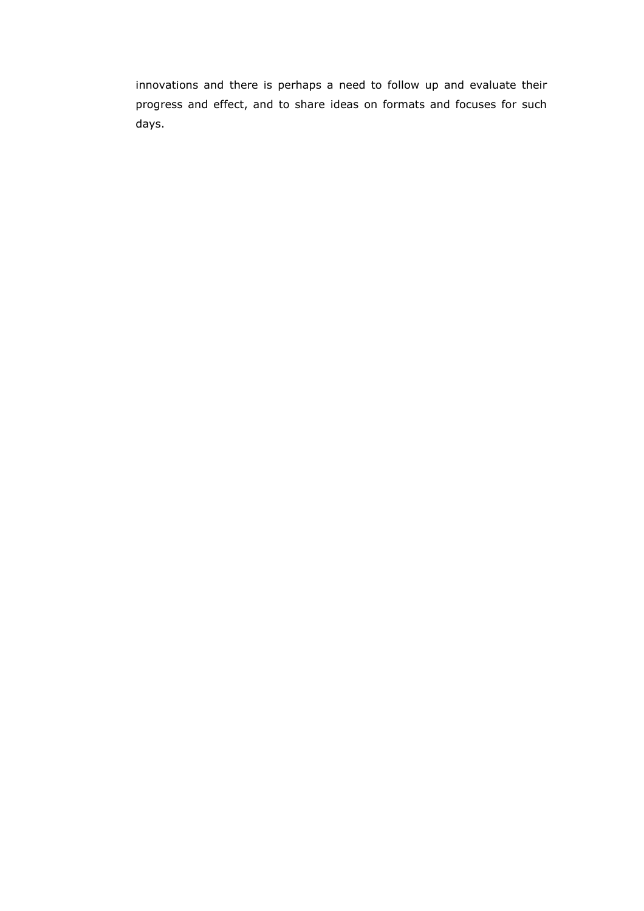innovations and there is perhaps a need to follow up and evaluate their progress and effect, and to share ideas on formats and focuses for such days.